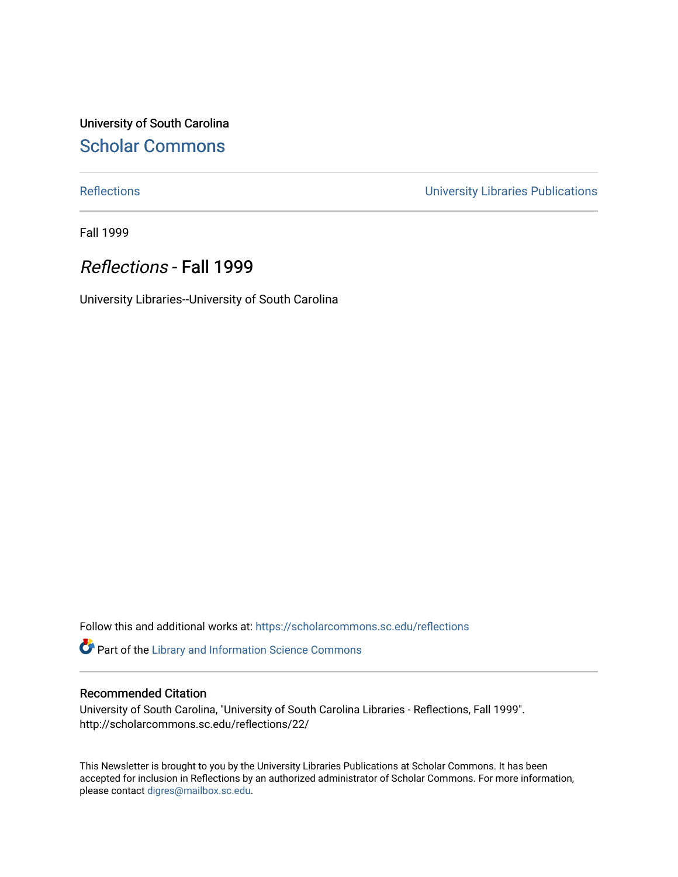University of South Carolina

## Scholar Commons

Reflections | University Libraries Publications

Fall 1999

# *Reflections* - Fall 1999

University Libraries--University of South Carolina

Follow this and additional works at: https://scholarcommons.sc.edu/reflections

Part of the Library and Information Science Commons

### Recommended Citation

University of South Carolina, "University of South Carolina Libraries - Reflections, Fall 1999". http://scholarcommons.sc.edu/reflections/22/

This Newsletter is brought to you by the University Libraries Publications at Scholar Commons. It has been accepted for inclusion in Reflections by an authorized administrator of Scholar Commons. For more information, please contact digres@mailbox.sc.edu.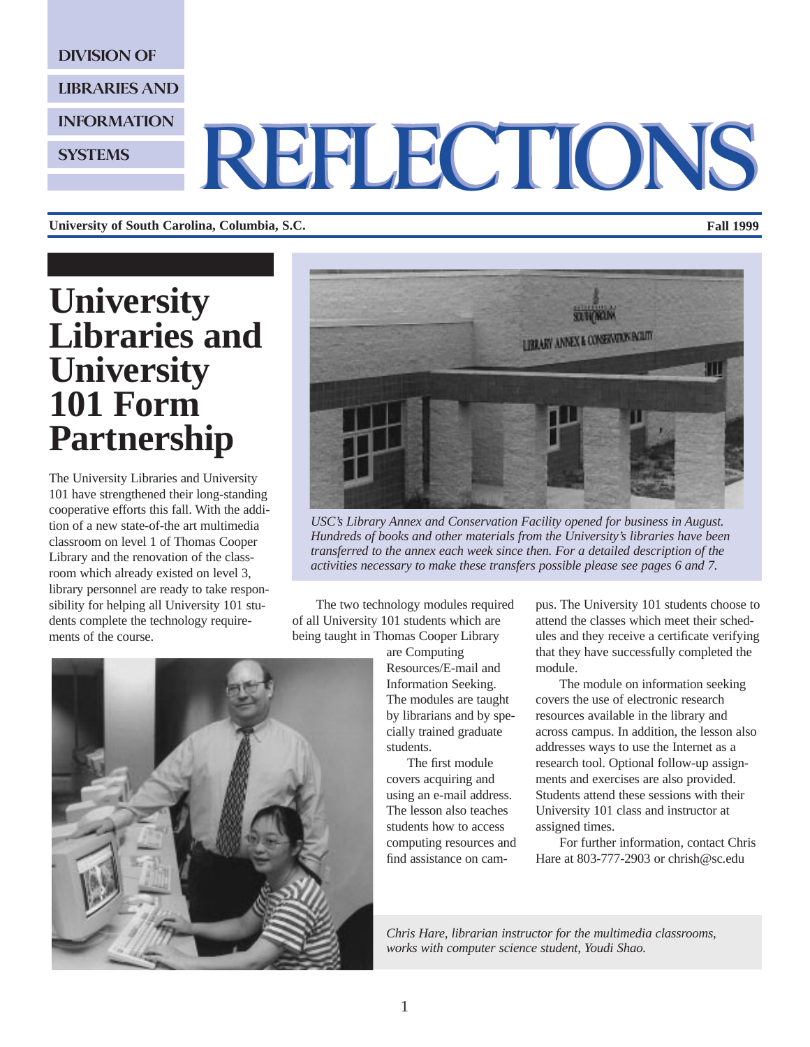DIVISION OF LIBRARIES AND INFORMATION SYSTEMS

# REFLECTIONS

**University of South Carolina, Columbia, S.C.** **Fall 1999**

*USC's Library Annex and Conservation Facility opened for business in August. Hundreds of books and other materials from the University's libraries have been transferred to the annex each week since then. For a detailed description of the activities necessary to make these transfers possible please see pages 6 and 7.*

## University Libraries and University 101 Form Partnership

The University Libraries and University 101 have strengthened their long-standing cooperative efforts this fall. With the addition of a new state-of-the art multimedia classroom on level 1 of Thomas Cooper Library and the renovation of the classroom which already existed on level 3, library personnel are ready to take responsibility for helping all University 101 students complete the technology requirements of the course.

The two technology modules required of all University 101 students which are being taught in Thomas Cooper Library are Computing Resources/E-mail and Information Seeking. The modules are taught by librarians and by specially trained graduate students.

The first module covers acquiring and using an e-mail address. The lesson also teaches students how to access computing resources and find assistance on campus. The University 101 students choose to attend the classes which meet their schedules and they receive a certificate verifying that they have successfully completed the module.

The module on information seeking covers the use of electronic research resources available in the library and across campus. In addition, the lesson also addresses ways to use the Internet as a research tool. Optional follow-up assignments and exercises are also provided. Students attend these sessions with their University 101 class and instructor at assigned times.

For further information, contact Chris Hare at 803-777-2903 or chrish@sc.edu

*Chris Hare, librarian instructor for the multimedia classrooms, works with computer science student, Youdi Shao.*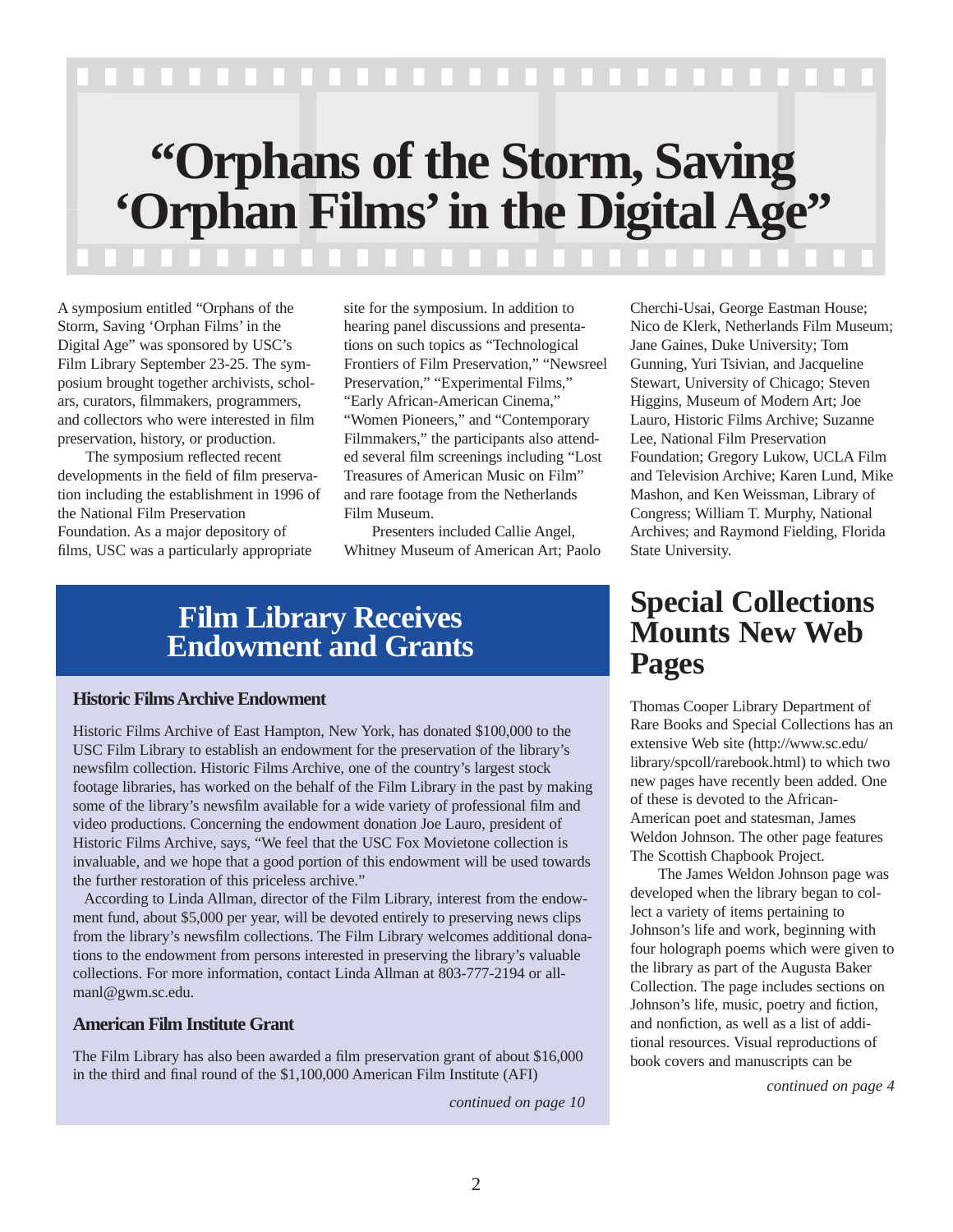# "Orphans of the Storm, Saving 'Orphan Films' in the Digital Age"

A symposium entitled "Orphans of the Storm, Saving 'Orphan Films' in the Digital Age" was sponsored by USC's Film Library September 23-25. The symposium brought together archivists, scholars, curators, filmmakers, programmers, and collectors who were interested in film preservation, history, or production.

The symposium reflected recent developments in the field of film preservation including the establishment in 1996 of the National Film Preservation Foundation. As a major depository of films, USC was a particularly appropriate site for the symposium. In addition to hearing panel discussions and presentations on such topics as "Technological Frontiers of Film Preservation," "Newsreel Preservation," "Experimental Films," "Early African-American Cinema," "Women Pioneers," and "Contemporary Filmmakers," the participants also attended several film screenings including "Lost Treasures of American Music on Film" and rare footage from the Netherlands Film Museum.

Presenters included Callie Angel, Whitney Museum of American Art; Paolo Cherchi-Usai, George Eastman House; Nico de Klerk, Netherlands Film Museum; Jane Gaines, Duke University; Tom Gunning, Yuri Tsivian, and Jacqueline Stewart, University of Chicago; Steven Higgins, Museum of Modern Art; Joe Lauro, Historic Films Archive; Suzanne Lee, National Film Preservation Foundation; Gregory Lukow, UCLA Film and Television Archive; Karen Lund, Mike Mashon, and Ken Weissman, Library of Congress; William T. Murphy, National Archives; and Raymond Fielding, Florida State University.

## Film Library Receives Endowment and Grants

### Historic Films Archive Endowment

Historic Films Archive of East Hampton, New York, has donated $100,000 to the USC Film Library to establish an endowment for the preservation of the library's newsfilm collection. Historic Films Archive, one of the country's largest stock footage libraries, has worked on the behalf of the Film Library in the past by making some of the library's newsfilm available for a wide variety of professional film and video productions. Concerning the endowment donation Joe Lauro, president of Historic Films Archive, says, "We feel that the USC Fox Movietone collection is invaluable, and we hope that a good portion of this endowment will be used towards the further restoration of this priceless archive."

According to Linda Allman, director of the Film Library, interest from the endowment fund, about $5,000 per year, will be devoted entirely to preserving news clips from the library's newsfilm collections. The Film Library welcomes additional donations to the endowment from persons interested in preserving the library's valuable collections. For more information, contact Linda Allman at 803-777-2194 or allmanl@gwm.sc.edu.

### American Film Institute Grant

The Film Library has also been awarded a film preservation grant of about $16,000 in the third and final round of the $1,100,000 American Film Institute (AFI)

*continued on page 10*

## Special Collections Mounts New Web Pages

Thomas Cooper Library Department of Rare Books and Special Collections has an extensive Web site (http://www.sc.edu/library/spcoll/rarebook.html) to which two new pages have recently been added. One of these is devoted to the African-American poet and statesman, James Weldon Johnson. The other page features The Scottish Chapbook Project.

The James Weldon Johnson page was developed when the library began to collect a variety of items pertaining to Johnson's life and work, beginning with four holograph poems which were given to the library as part of the Augusta Baker Collection. The page includes sections on Johnson's life, music, poetry and fiction, and nonfiction, as well as a list of additional resources. Visual reproductions of book covers and manuscripts can be

*continued on page 4*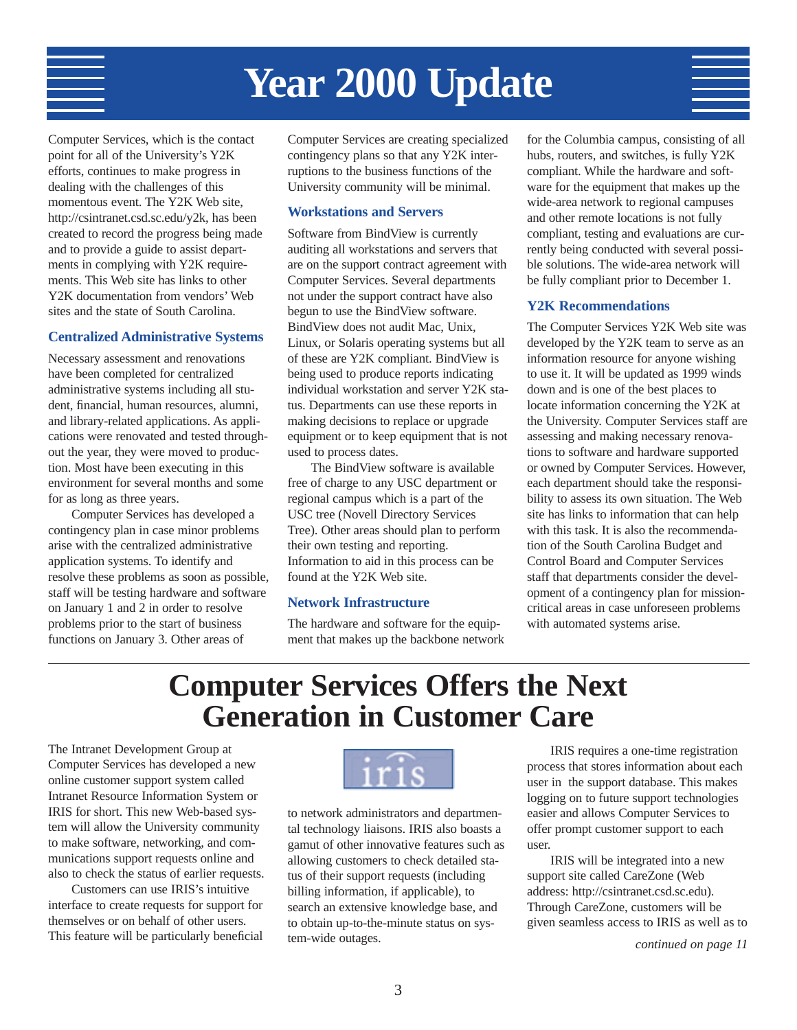# Year 2000 Update

Computer Services, which is the contact point for all of the University's Y2K efforts, continues to make progress in dealing with the challenges of this momentous event. The Y2K Web site, http://csintranet.csd.sc.edu/y2k, has been created to record the progress being made and to provide a guide to assist departments in complying with Y2K requirements. This Web site has links to other Y2K documentation from vendors' Web sites and the state of South Carolina.

### Centralized Administrative Systems

Necessary assessment and renovations have been completed for centralized administrative systems including all student, financial, human resources, alumni, and library-related applications. As applications were renovated and tested throughout the year, they were moved to production. Most have been executing in this environment for several months and some for as long as three years.

Computer Services has developed a contingency plan in case minor problems arise with the centralized administrative application systems. To identify and resolve these problems as soon as possible, staff will be testing hardware and software on January 1 and 2 in order to resolve problems prior to the start of business functions on January 3. Other areas of Computer Services are creating specialized contingency plans so that any Y2K interruptions to the business functions of the University community will be minimal.

### Workstations and Servers

Software from BindView is currently auditing all workstations and servers that are on the support contract agreement with Computer Services. Several departments not under the support contract have also begun to use the BindView software. BindView does not audit Mac, Unix, Linux, or Solaris operating systems but all of these are Y2K compliant. BindView is being used to produce reports indicating individual workstation and server Y2K status. Departments can use these reports in making decisions to replace or upgrade equipment or to keep equipment that is not used to process dates.

The BindView software is available free of charge to any USC department or regional campus which is a part of the USC tree (Novell Directory Services Tree). Other areas should plan to perform their own testing and reporting. Information to aid in this process can be found at the Y2K Web site.

### Network Infrastructure

The hardware and software for the equipment that makes up the backbone network for the Columbia campus, consisting of all hubs, routers, and switches, is fully Y2K compliant. While the hardware and software for the equipment that makes up the wide-area network to regional campuses and other remote locations is not fully compliant, testing and evaluations are currently being conducted with several possible solutions. The wide-area network will be fully compliant prior to December 1.

### Y2K Recommendations

The Computer Services Y2K Web site was developed by the Y2K team to serve as an information resource for anyone wishing to use it. It will be updated as 1999 winds down and is one of the best places to locate information concerning the Y2K at the University. Computer Services staff are assessing and making necessary renovations to software and hardware supported or owned by Computer Services. However, each department should take the responsibility to assess its own situation. The Web site has links to information that can help with this task. It is also the recommendation of the South Carolina Budget and Control Board and Computer Services staff that departments consider the development of a contingency plan for mission-critical areas in case unforeseen problems with automated systems arise.

---

# Computer Services Offers the Next Generation in Customer Care

The Intranet Development Group at Computer Services has developed a new online customer support system called Intranet Resource Information System or IRIS for short. This new Web-based system will allow the University community to make software, networking, and communications support requests online and also to check the status of earlier requests.

Customers can use IRIS's intuitive interface to create requests for support for themselves or on behalf of other users. This feature will be particularly beneficial to network administrators and departmental technology liaisons. IRIS also boasts a gamut of other innovative features such as allowing customers to check detailed status of their support requests (including billing information, if applicable), to search an extensive knowledge base, and to obtain up-to-the-minute status on system-wide outages.

IRIS requires a one-time registration process that stores information about each user in the support database. This makes logging on to future support technologies easier and allows Computer Services to offer prompt customer support to each user.

IRIS will be integrated into a new support site called CareZone (Web address: http://csintranet.csd.sc.edu). Through CareZone, customers will be given seamless access to IRIS as well as to

*continued on page 11*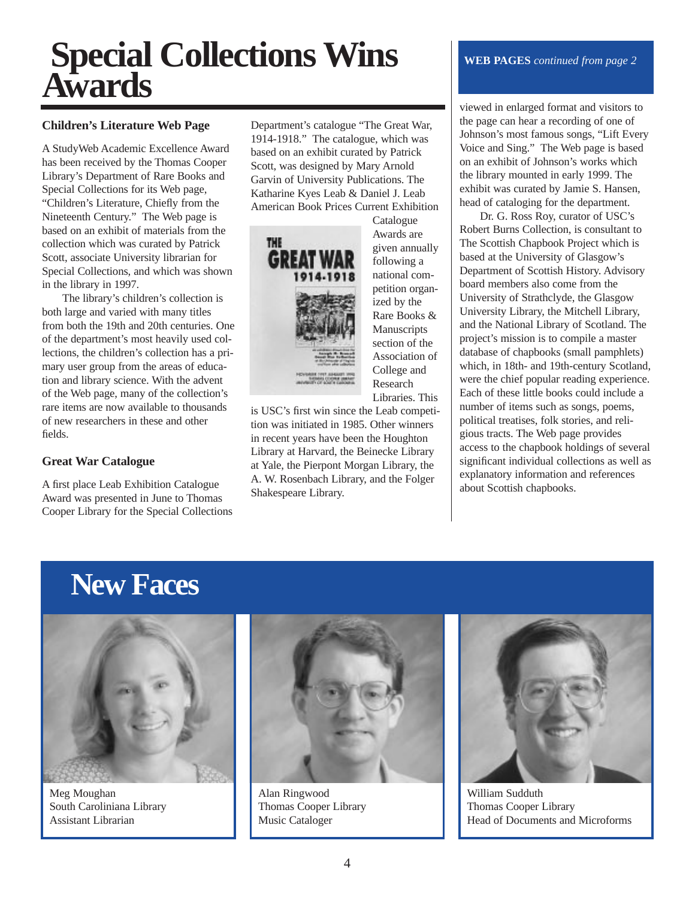# Special Collections Wins Awards

### Children's Literature Web Page

A StudyWeb Academic Excellence Award has been received by the Thomas Cooper Library's Department of Rare Books and Special Collections for its Web page, "Children's Literature, Chiefly from the Nineteenth Century." The Web page is based on an exhibit of materials from the collection which was curated by Patrick Scott, associate University librarian for Special Collections, and which was shown in the library in 1997.

The library's children's collection is both large and varied with many titles from both the 19th and 20th centuries. One of the department's most heavily used collections, the children's collection has a primary user group from the areas of education and library science. With the advent of the Web page, many of the collection's rare items are now available to thousands of new researchers in these and other fields.

### Great War Catalogue

A first place Leab Exhibition Catalogue Award was presented in June to Thomas Cooper Library for the Special Collections Department's catalogue "The Great War, 1914-1918." The catalogue, which was based on an exhibit curated by Patrick Scott, was designed by Mary Arnold Garvin of University Publications. The Katharine Kyes Leab & Daniel J. Leab American Book Prices Current Exhibition Catalogue Awards are given annually following a national competition organized by the Rare Books & Manuscripts section of the Association of College and Research Libraries. This is USC's first win since the Leab competition was initiated in 1985. Other winners in recent years have been the Houghton Library at Harvard, the Beinecke Library at Yale, the Pierpont Morgan Library, the A. W. Rosenbach Library, and the Folger Shakespeare Library.

**WEB PAGES** *continued from page 2*

viewed in enlarged format and visitors to the page can hear a recording of one of Johnson's most famous songs, "Lift Every Voice and Sing." The Web page is based on an exhibit of Johnson's works which the library mounted in early 1999. The exhibit was curated by Jamie S. Hansen, head of cataloging for the department.

Dr. G. Ross Roy, curator of USC's Robert Burns Collection, is consultant to The Scottish Chapbook Project which is based at the University of Glasgow's Department of Scottish History. Advisory board members also come from the University of Strathclyde, the Glasgow University Library, the Mitchell Library, and the National Library of Scotland. The project's mission is to compile a master database of chapbooks (small pamphlets) which, in 18th- and 19th-century Scotland, were the chief popular reading experience. Each of these little books could include a number of items such as songs, poems, political treatises, folk stories, and religious tracts. The Web page provides access to the chapbook holdings of several significant individual collections as well as explanatory information and references about Scottish chapbooks.

# New Faces

Meg Moughan
South Caroliniana Library
Assistant Librarian

Alan Ringwood
Thomas Cooper Library
Music Cataloger

William Sudduth
Thomas Cooper Library
Head of Documents and Microforms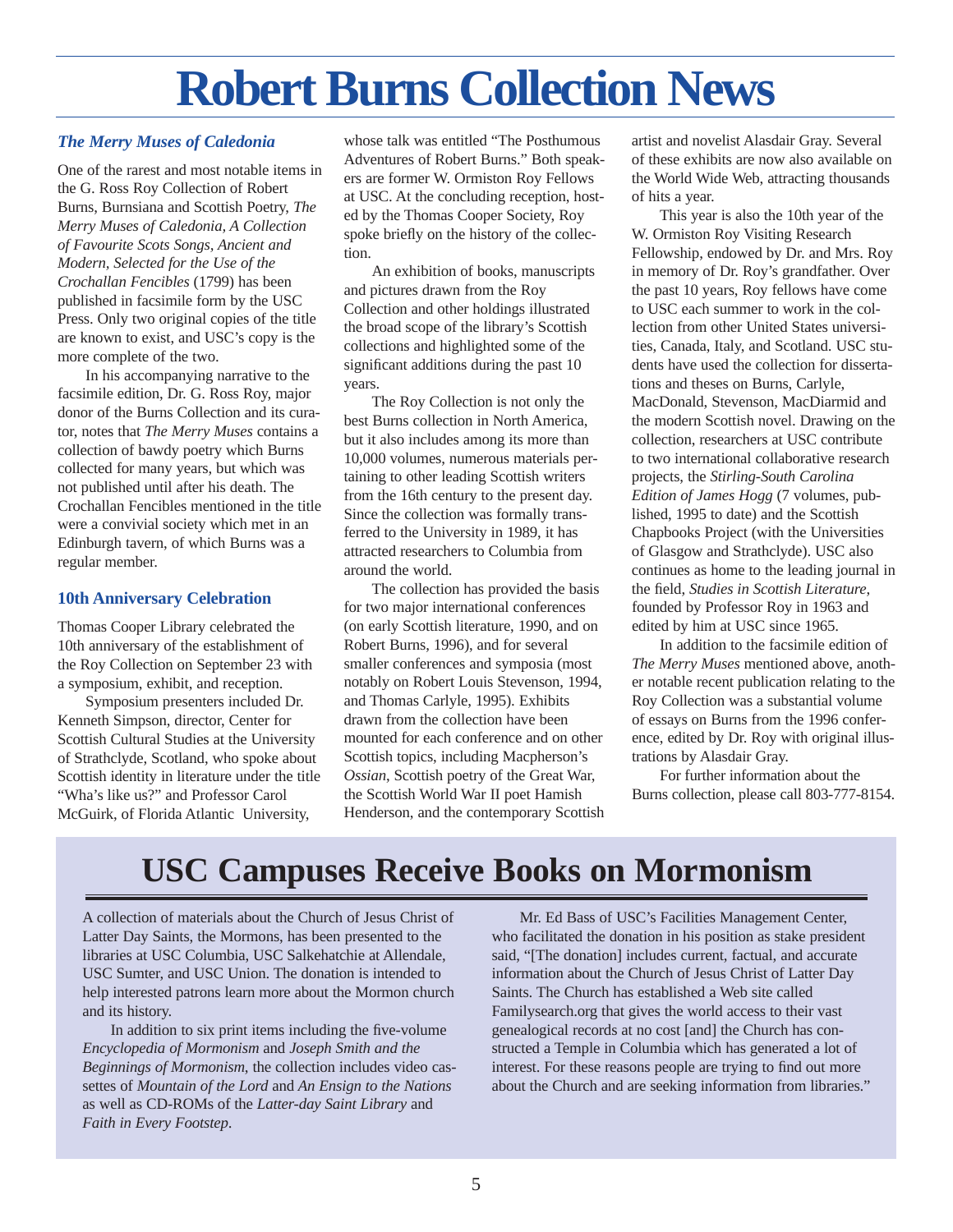# Robert Burns Collection News

### *The Merry Muses of Caledonia*

One of the rarest and most notable items in the G. Ross Roy Collection of Robert Burns, Burnsiana and Scottish Poetry, *The Merry Muses of Caledonia, A Collection of Favourite Scots Songs, Ancient and Modern, Selected for the Use of the Crochallan Fencibles* (1799) has been published in facsimile form by the USC Press. Only two original copies of the title are known to exist, and USC's copy is the more complete of the two.

In his accompanying narrative to the facsimile edition, Dr. G. Ross Roy, major donor of the Burns Collection and its curator, notes that *The Merry Muses* contains a collection of bawdy poetry which Burns collected for many years, but which was not published until after his death. The Crochallan Fencibles mentioned in the title were a convivial society which met in an Edinburgh tavern, of which Burns was a regular member.

### 10th Anniversary Celebration

Thomas Cooper Library celebrated the 10th anniversary of the establishment of the Roy Collection on September 23 with a symposium, exhibit, and reception.

Symposium presenters included Dr. Kenneth Simpson, director, Center for Scottish Cultural Studies at the University of Strathclyde, Scotland, who spoke about Scottish identity in literature under the title "Wha's like us?" and Professor Carol McGuirk, of Florida Atlantic University, whose talk was entitled "The Posthumous Adventures of Robert Burns." Both speakers are former W. Ormiston Roy Fellows at USC. At the concluding reception, hosted by the Thomas Cooper Society, Roy spoke briefly on the history of the collection.

An exhibition of books, manuscripts and pictures drawn from the Roy Collection and other holdings illustrated the broad scope of the library's Scottish collections and highlighted some of the significant additions during the past 10 years.

The Roy Collection is not only the best Burns collection in North America, but it also includes among its more than 10,000 volumes, numerous materials pertaining to other leading Scottish writers from the 16th century to the present day. Since the collection was formally transferred to the University in 1989, it has attracted researchers to Columbia from around the world.

The collection has provided the basis for two major international conferences (on early Scottish literature, 1990, and on Robert Burns, 1996), and for several smaller conferences and symposia (most notably on Robert Louis Stevenson, 1994, and Thomas Carlyle, 1995). Exhibits drawn from the collection have been mounted for each conference and on other Scottish topics, including Macpherson's *Ossian*, Scottish poetry of the Great War, the Scottish World War II poet Hamish Henderson, and the contemporary Scottish artist and novelist Alasdair Gray. Several of these exhibits are now also available on the World Wide Web, attracting thousands of hits a year.

This year is also the 10th year of the W. Ormiston Roy Visiting Research Fellowship, endowed by Dr. and Mrs. Roy in memory of Dr. Roy's grandfather. Over the past 10 years, Roy fellows have come to USC each summer to work in the collection from other United States universities, Canada, Italy, and Scotland. USC students have used the collection for dissertations and theses on Burns, Carlyle, MacDonald, Stevenson, MacDiarmid and the modern Scottish novel. Drawing on the collection, researchers at USC contribute to two international collaborative research projects, the *Stirling-South Carolina Edition of James Hogg* (7 volumes, published, 1995 to date) and the Scottish Chapbooks Project (with the Universities of Glasgow and Strathclyde). USC also continues as home to the leading journal in the field, *Studies in Scottish Literature*, founded by Professor Roy in 1963 and edited by him at USC since 1965.

In addition to the facsimile edition of *The Merry Muses* mentioned above, another notable recent publication relating to the Roy Collection was a substantial volume of essays on Burns from the 1996 conference, edited by Dr. Roy with original illustrations by Alasdair Gray.

For further information about the Burns collection, please call 803-777-8154.

## USC Campuses Receive Books on Mormonism

A collection of materials about the Church of Jesus Christ of Latter Day Saints, the Mormons, has been presented to the libraries at USC Columbia, USC Salkehatchie at Allendale, USC Sumter, and USC Union. The donation is intended to help interested patrons learn more about the Mormon church and its history.

In addition to six print items including the five-volume *Encyclopedia of Mormonism* and *Joseph Smith and the Beginnings of Mormonism*, the collection includes video cassettes of *Mountain of the Lord* and *An Ensign to the Nations* as well as CD-ROMs of the *Latter-day Saint Library* and *Faith in Every Footstep*.

Mr. Ed Bass of USC's Facilities Management Center, who facilitated the donation in his position as stake president said, "[The donation] includes current, factual, and accurate information about the Church of Jesus Christ of Latter Day Saints. The Church has established a Web site called Familysearch.org that gives the world access to their vast genealogical records at no cost [and] the Church has constructed a Temple in Columbia which has generated a lot of interest. For these reasons people are trying to find out more about the Church and are seeking information from libraries."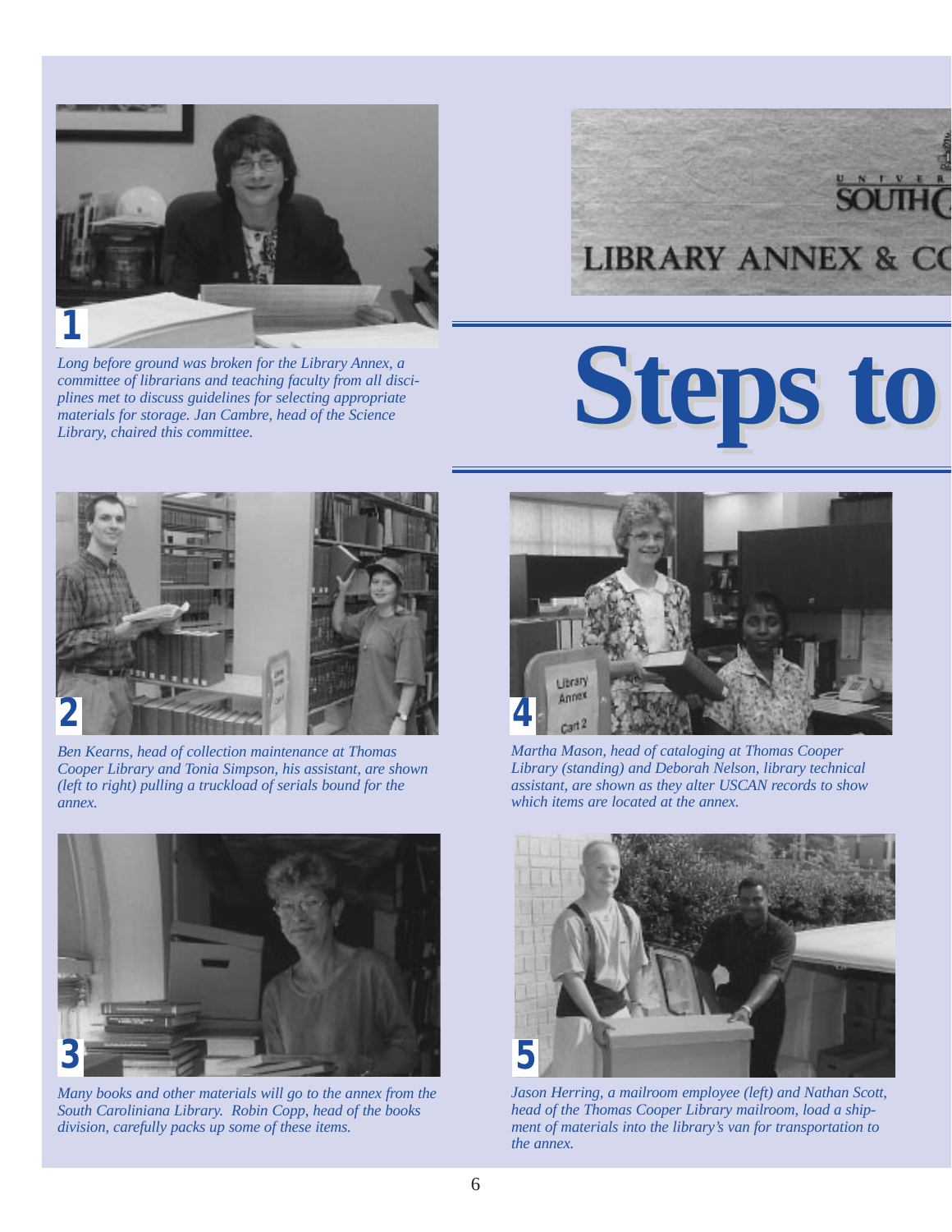LIBRARY ANNEX & CC

# Steps to

**1**

*Long before ground was broken for the Library Annex, a committee of librarians and teaching faculty from all disciplines met to discuss guidelines for selecting appropriate materials for storage. Jan Cambre, head of the Science Library, chaired this committee.*

**2**

*Ben Kearns, head of collection maintenance at Thomas Cooper Library and Tonia Simpson, his assistant, are shown (left to right) pulling a truckload of serials bound for the annex.*

**3**

*Many books and other materials will go to the annex from the South Caroliniana Library. Robin Copp, head of the books division, carefully packs up some of these items.*

**4**

*Martha Mason, head of cataloging at Thomas Cooper Library (standing) and Deborah Nelson, library technical assistant, are shown as they alter USCAN records to show which items are located at the annex.*

**5**

*Jason Herring, a mailroom employee (left) and Nathan Scott, head of the Thomas Cooper Library mailroom, load a shipment of materials into the library's van for transportation to the annex.*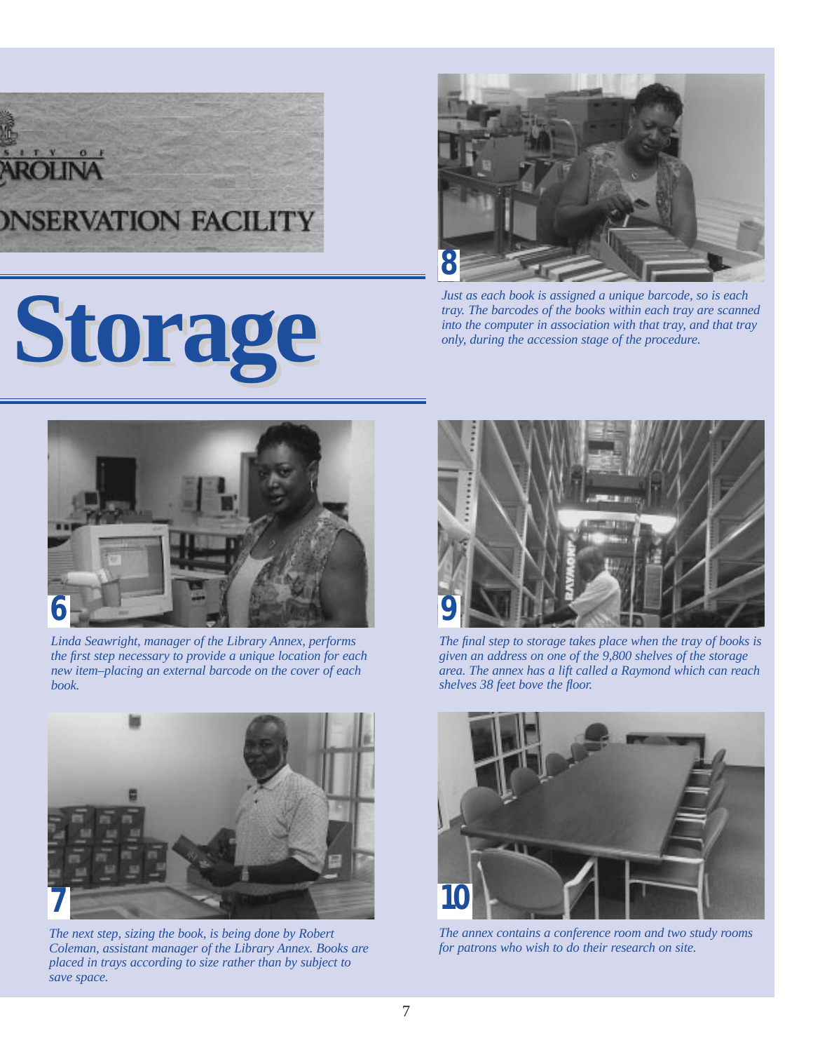# Storage

8

*Just as each book is assigned a unique barcode, so is each tray. The barcodes of the books within each tray are scanned into the computer in association with that tray, and that tray only, during the accession stage of the procedure.*

6

*Linda Seawright, manager of the Library Annex, performs the first step necessary to provide a unique location for each new item–placing an external barcode on the cover of each book.*

7

*The next step, sizing the book, is being done by Robert Coleman, assistant manager of the Library Annex. Books are placed in trays according to size rather than by subject to save space.*

9

*The final step to storage takes place when the tray of books is given an address on one of the 9,800 shelves of the storage area. The annex has a lift called a Raymond which can reach shelves 38 feet bove the floor.*

10

*The annex contains a conference room and two study rooms for patrons who wish to do their research on site.*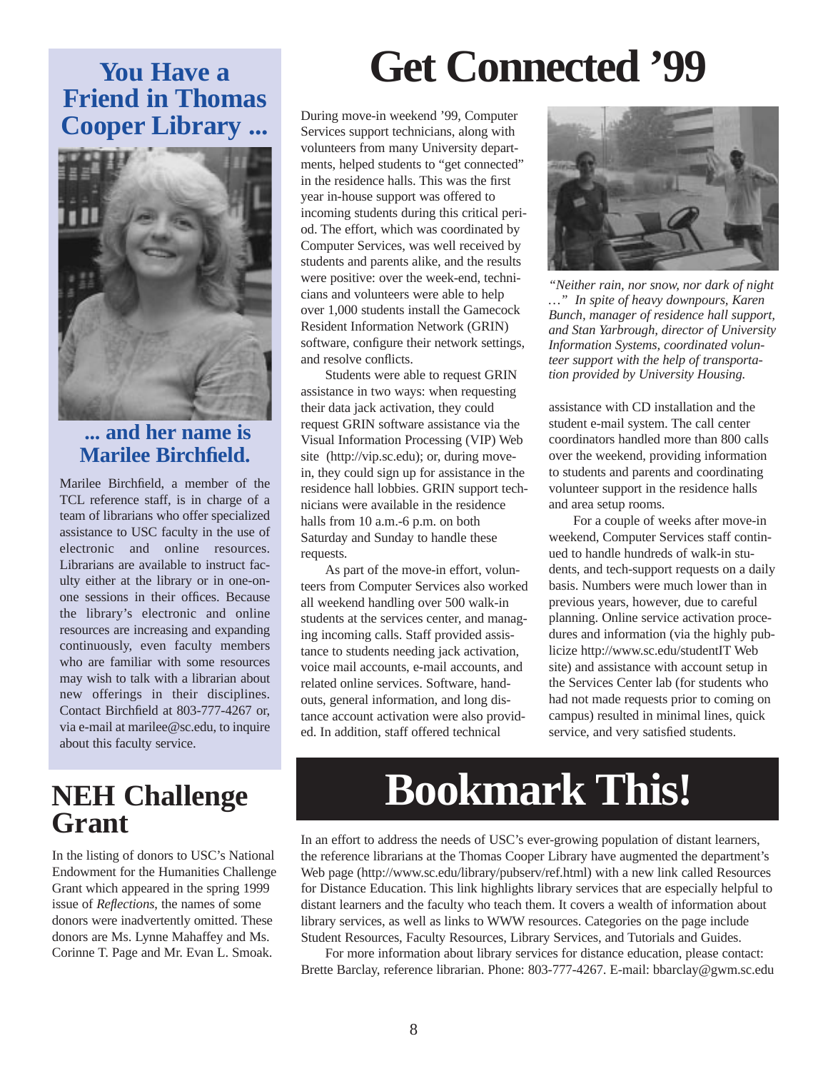## You Have a Friend in Thomas Cooper Library ...

### ... and her name is Marilee Birchfield.

Marilee Birchfield, a member of the TCL reference staff, is in charge of a team of librarians who offer specialized assistance to USC faculty in the use of electronic and online resources. Librarians are available to instruct faculty either at the library or in one-on-one sessions in their offices. Because the library's electronic and online resources are increasing and expanding continuously, even faculty members who are familiar with some resources may wish to talk with a librarian about new offerings in their disciplines. Contact Birchfield at 803-777-4267 or, via e-mail at marilee@sc.edu, to inquire about this faculty service.

# Get Connected '99

During move-in weekend '99, Computer Services support technicians, along with volunteers from many University departments, helped students to "get connected" in the residence halls. This was the first year in-house support was offered to incoming students during this critical period. The effort, which was coordinated by Computer Services, was well received by students and parents alike, and the results were positive: over the week-end, technicians and volunteers were able to help over 1,000 students install the Gamecock Resident Information Network (GRIN) software, configure their network settings, and resolve conflicts.

Students were able to request GRIN assistance in two ways: when requesting their data jack activation, they could request GRIN software assistance via the Visual Information Processing (VIP) Web site (http://vip.sc.edu); or, during move-in, they could sign up for assistance in the residence hall lobbies. GRIN support technicians were available in the residence halls from 10 a.m.-6 p.m. on both Saturday and Sunday to handle these requests.

As part of the move-in effort, volunteers from Computer Services also worked all weekend handling over 500 walk-in students at the services center, and managing incoming calls. Staff provided assistance to students needing jack activation, voice mail accounts, e-mail accounts, and related online services. Software, handouts, general information, and long distance account activation were also provided. In addition, staff offered technical assistance with CD installation and the student e-mail system. The call center coordinators handled more than 800 calls over the weekend, providing information to students and parents and coordinating volunteer support in the residence halls and area setup rooms.

*"Neither rain, nor snow, nor dark of night …" In spite of heavy downpours, Karen Bunch, manager of residence hall support, and Stan Yarbrough, director of University Information Systems, coordinated volunteer support with the help of transportation provided by University Housing.*

For a couple of weeks after move-in weekend, Computer Services staff continued to handle hundreds of walk-in students, and tech-support requests on a daily basis. Numbers were much lower than in previous years, however, due to careful planning. Online service activation procedures and information (via the highly publicize http://www.sc.edu/studentIT Web site) and assistance with account setup in the Services Center lab (for students who had not made requests prior to coming on campus) resulted in minimal lines, quick service, and very satisfied students.

## NEH Challenge Grant

In the listing of donors to USC's National Endowment for the Humanities Challenge Grant which appeared in the spring 1999 issue of *Reflections*, the names of some donors were inadvertently omitted. These donors are Ms. Lynne Mahaffey and Ms. Corinne T. Page and Mr. Evan L. Smoak.

# Bookmark This!

In an effort to address the needs of USC's ever-growing population of distant learners, the reference librarians at the Thomas Cooper Library have augmented the department's Web page (http://www.sc.edu/library/pubserv/ref.html) with a new link called Resources for Distance Education. This link highlights library services that are especially helpful to distant learners and the faculty who teach them. It covers a wealth of information about library services, as well as links to WWW resources. Categories on the page include Student Resources, Faculty Resources, Library Services, and Tutorials and Guides.

For more information about library services for distance education, please contact: Brette Barclay, reference librarian. Phone: 803-777-4267. E-mail: bbarclay@gwm.sc.edu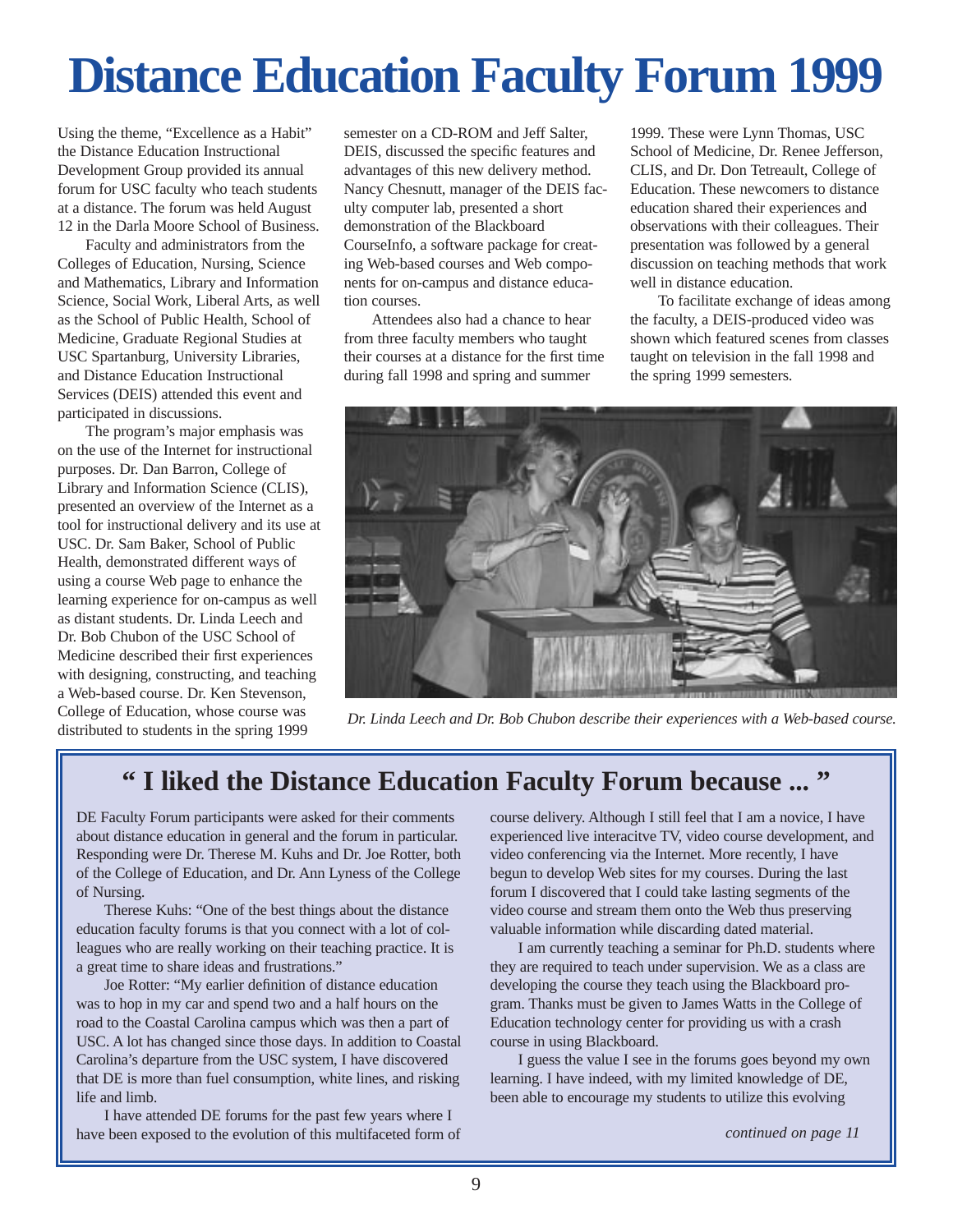# Distance Education Faculty Forum 1999

Using the theme, "Excellence as a Habit" the Distance Education Instructional Development Group provided its annual forum for USC faculty who teach students at a distance. The forum was held August 12 in the Darla Moore School of Business.

Faculty and administrators from the Colleges of Education, Nursing, Science and Mathematics, Library and Information Science, Social Work, Liberal Arts, as well as the School of Public Health, School of Medicine, Graduate Regional Studies at USC Spartanburg, University Libraries, and Distance Education Instructional Services (DEIS) attended this event and participated in discussions.

The program's major emphasis was on the use of the Internet for instructional purposes. Dr. Dan Barron, College of Library and Information Science (CLIS), presented an overview of the Internet as a tool for instructional delivery and its use at USC. Dr. Sam Baker, School of Public Health, demonstrated different ways of using a course Web page to enhance the learning experience for on-campus as well as distant students. Dr. Linda Leech and Dr. Bob Chubon of the USC School of Medicine described their first experiences with designing, constructing, and teaching a Web-based course. Dr. Ken Stevenson, College of Education, whose course was distributed to students in the spring 1999 semester on a CD-ROM and Jeff Salter, DEIS, discussed the specific features and advantages of this new delivery method. Nancy Chesnutt, manager of the DEIS faculty computer lab, presented a short demonstration of the Blackboard CourseInfo, a software package for creating Web-based courses and Web components for on-campus and distance education courses.

Attendees also had a chance to hear from three faculty members who taught their courses at a distance for the first time during fall 1998 and spring and summer 1999. These were Lynn Thomas, USC School of Medicine, Dr. Renee Jefferson, CLIS, and Dr. Don Tetreault, College of Education. These newcomers to distance education shared their experiences and observations with their colleagues. Their presentation was followed by a general discussion on teaching methods that work well in distance education.

To facilitate exchange of ideas among the faculty, a DEIS-produced video was shown which featured scenes from classes taught on television in the fall 1998 and the spring 1999 semesters.

*Dr. Linda Leech and Dr. Bob Chubon describe their experiences with a Web-based course.*

## " I liked the Distance Education Faculty Forum because ... "

DE Faculty Forum participants were asked for their comments about distance education in general and the forum in particular. Responding were Dr. Therese M. Kuhs and Dr. Joe Rotter, both of the College of Education, and Dr. Ann Lyness of the College of Nursing.

Therese Kuhs: "One of the best things about the distance education faculty forums is that you connect with a lot of colleagues who are really working on their teaching practice. It is a great time to share ideas and frustrations."

Joe Rotter: "My earlier definition of distance education was to hop in my car and spend two and a half hours on the road to the Coastal Carolina campus which was then a part of USC. A lot has changed since those days. In addition to Coastal Carolina's departure from the USC system, I have discovered that DE is more than fuel consumption, white lines, and risking life and limb.

I have attended DE forums for the past few years where I have been exposed to the evolution of this multifaceted form of course delivery. Although I still feel that I am a novice, I have experienced live interacitve TV, video course development, and video conferencing via the Internet. More recently, I have begun to develop Web sites for my courses. During the last forum I discovered that I could take lasting segments of the video course and stream them onto the Web thus preserving valuable information while discarding dated material.

I am currently teaching a seminar for Ph.D. students where they are required to teach under supervision. We as a class are developing the course they teach using the Blackboard program. Thanks must be given to James Watts in the College of Education technology center for providing us with a crash course in using Blackboard.

I guess the value I see in the forums goes beyond my own learning. I have indeed, with my limited knowledge of DE, been able to encourage my students to utilize this evolving

*continued on page 11*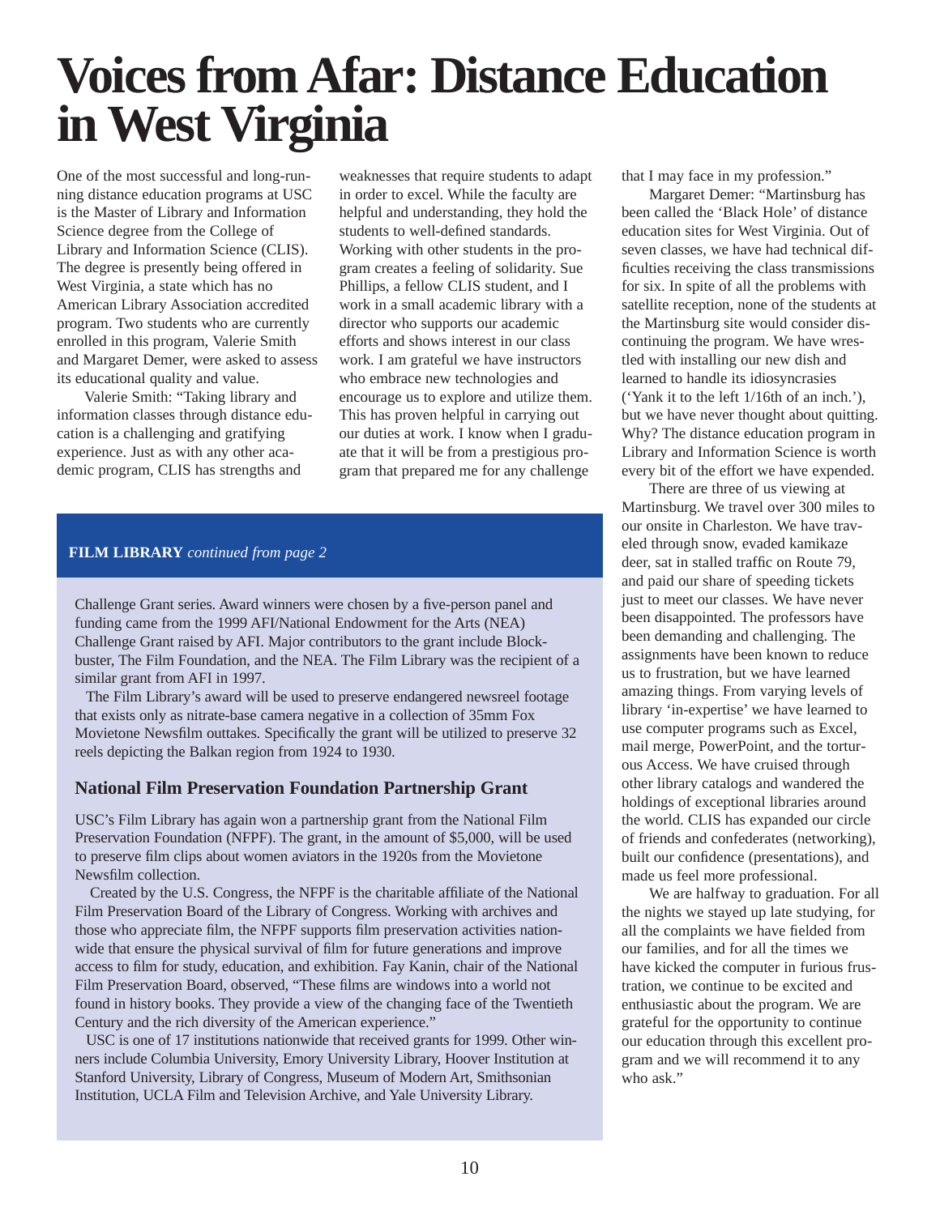# Voices from Afar: Distance Education in West Virginia

One of the most successful and long-running distance education programs at USC is the Master of Library and Information Science degree from the College of Library and Information Science (CLIS). The degree is presently being offered in West Virginia, a state which has no American Library Association accredited program. Two students who are currently enrolled in this program, Valerie Smith and Margaret Demer, were asked to assess its educational quality and value.

Valerie Smith: "Taking library and information classes through distance education is a challenging and gratifying experience. Just as with any other academic program, CLIS has strengths and weaknesses that require students to adapt in order to excel. While the faculty are helpful and understanding, they hold the students to well-defined standards. Working with other students in the program creates a feeling of solidarity. Sue Phillips, a fellow CLIS student, and I work in a small academic library with a director who supports our academic efforts and shows interest in our class work. I am grateful we have instructors who embrace new technologies and encourage us to explore and utilize them. This has proven helpful in carrying out our duties at work. I know when I graduate that it will be from a prestigious program that prepared me for any challenge that I may face in my profession."

Margaret Demer: "Martinsburg has been called the 'Black Hole' of distance education sites for West Virginia. Out of seven classes, we have had technical difficulties receiving the class transmissions for six. In spite of all the problems with satellite reception, none of the students at the Martinsburg site would consider discontinuing the program. We have wrestled with installing our new dish and learned to handle its idiosyncrasies ('Yank it to the left 1/16th of an inch.'), but we have never thought about quitting. Why? The distance education program in Library and Information Science is worth every bit of the effort we have expended.

There are three of us viewing at Martinsburg. We travel over 300 miles to our onsite in Charleston. We have traveled through snow, evaded kamikaze deer, sat in stalled traffic on Route 79, and paid our share of speeding tickets just to meet our classes. We have never been disappointed. The professors have been demanding and challenging. The assignments have been known to reduce us to frustration, but we have learned amazing things. From varying levels of library 'in-expertise' we have learned to use computer programs such as Excel, mail merge, PowerPoint, and the torturous Access. We have cruised through other library catalogs and wandered the holdings of exceptional libraries around the world. CLIS has expanded our circle of friends and confederates (networking), built our confidence (presentations), and made us feel more professional.

We are halfway to graduation. For all the nights we stayed up late studying, for all the complaints we have fielded from our families, and for all the times we have kicked the computer in furious frustration, we continue to be excited and enthusiastic about the program. We are grateful for the opportunity to continue our education through this excellent program and we will recommend it to any who ask."

---

**FILM LIBRARY** *continued from page 2*

Challenge Grant series. Award winners were chosen by a five-person panel and funding came from the 1999 AFI/National Endowment for the Arts (NEA) Challenge Grant raised by AFI. Major contributors to the grant include Blockbuster, The Film Foundation, and the NEA. The Film Library was the recipient of a similar grant from AFI in 1997.

The Film Library's award will be used to preserve endangered newsreel footage that exists only as nitrate-base camera negative in a collection of 35mm Fox Movietone Newsfilm outtakes. Specifically the grant will be utilized to preserve 32 reels depicting the Balkan region from 1924 to 1930.

### National Film Preservation Foundation Partnership Grant

USC's Film Library has again won a partnership grant from the National Film Preservation Foundation (NFPF). The grant, in the amount of $5,000, will be used to preserve film clips about women aviators in the 1920s from the Movietone Newsfilm collection.

Created by the U.S. Congress, the NFPF is the charitable affiliate of the National Film Preservation Board of the Library of Congress. Working with archives and those who appreciate film, the NFPF supports film preservation activities nationwide that ensure the physical survival of film for future generations and improve access to film for study, education, and exhibition. Fay Kanin, chair of the National Film Preservation Board, observed, "These films are windows into a world not found in history books. They provide a view of the changing face of the Twentieth Century and the rich diversity of the American experience."

USC is one of 17 institutions nationwide that received grants for 1999. Other winners include Columbia University, Emory University Library, Hoover Institution at Stanford University, Library of Congress, Museum of Modern Art, Smithsonian Institution, UCLA Film and Television Archive, and Yale University Library.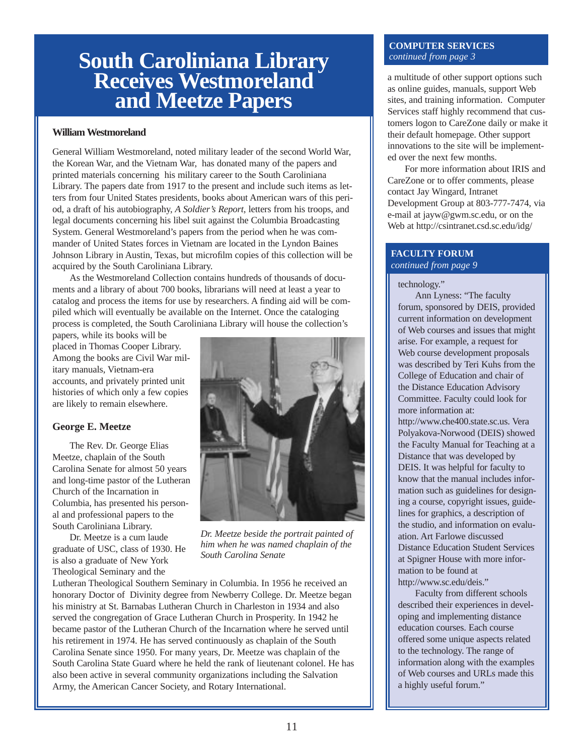# South Carolinana Library Receives Westmoreland and Meetze Papers

### William Westmoreland

General William Westmoreland, noted military leader of the second World War, the Korean War, and the Vietnam War, has donated many of the papers and printed materials concerning his military career to the South Caroliniana Library. The papers date from 1917 to the present and include such items as letters from four United States presidents, books about American wars of this period, a draft of his autobiography, *A Soldier's Report*, letters from his troops, and legal documents concerning his libel suit against the Columbia Broadcasting System. General Westmoreland's papers from the period when he was commander of United States forces in Vietnam are located in the Lyndon Baines Johnson Library in Austin, Texas, but microfilm copies of this collection will be acquired by the South Caroliniana Library.

As the Westmoreland Collection contains hundreds of thousands of documents and a library of about 700 books, librarians will need at least a year to catalog and process the items for use by researchers. A finding aid will be compiled which will eventually be available on the Internet. Once the cataloging process is completed, the South Caroliniana Library will house the collection's papers, while its books will be placed in Thomas Cooper Library. Among the books are Civil War military manuals, Vietnam-era accounts, and privately printed unit histories of which only a few copies are likely to remain elsewhere.

### George E. Meetze

The Rev. Dr. George Elias Meetze, chaplain of the South Carolina Senate for almost 50 years and long-time pastor of the Lutheran Church of the Incarnation in Columbia, has presented his personal and professional papers to the South Caroliniana Library.

Dr. Meetze is a cum laude graduate of USC, class of 1930. He is also a graduate of New York Theological Seminary and the Lutheran Theological Southern Seminary in Columbia. In 1956 he received an honorary Doctor of Divinity degree from Newberry College. Dr. Meetze began his ministry at St. Barnabas Lutheran Church in Charleston in 1934 and also served the congregation of Grace Lutheran Church in Prosperity. In 1942 he became pastor of the Lutheran Church of the Incarnation where he served until his retirement in 1974. He has served continuously as chaplain of the South Carolina Senate since 1950. For many years, Dr. Meetze was chaplain of the South Carolina State Guard where he held the rank of lieutenant colonel. He has also been active in several community organizations including the Salvation Army, the American Cancer Society, and Rotary International.

*Dr. Meetze beside the portrait painted of him when he was named chaplain of the South Carolina Senate*

---

**COMPUTER SERVICES**
*continued from page 3*

a multitude of other support options such as online guides, manuals, support Web sites, and training information. Computer Services staff highly recommend that customers logon to CareZone daily or make it their default homepage. Other support innovations to the site will be implemented over the next few months.

For more information about IRIS and CareZone or to offer comments, please contact Jay Wingard, Intranet Development Group at 803-777-7474, via e-mail at jayw@gwm.sc.edu, or on the Web at http://csintranet.csd.sc.edu/idg/

---

**FACULTY FORUM**
*continued from page 9*

technology."

Ann Lyness: "The faculty forum, sponsored by DEIS, provided current information on development of Web courses and issues that might arise. For example, a request for Web course development proposals was described by Teri Kuhs from the College of Education and chair of the Distance Education Advisory Committee. Faculty could look for more information at: http://www.che400.state.sc.us. Vera Polyakova-Norwood (DEIS) showed the Faculty Manual for Teaching at a Distance that was developed by DEIS. It was helpful for faculty to know that the manual includes information such as guidelines for designing a course, copyright issues, guidelines for graphics, a description of the studio, and information on evaluation. Art Farlowe discussed Distance Education Student Services at Spigner House with more information to be found at http://www.sc.edu/deis."

Faculty from different schools described their experiences in developing and implementing distance education courses. Each course offered some unique aspects related to the technology. The range of information along with the examples of Web courses and URLs made this a highly useful forum."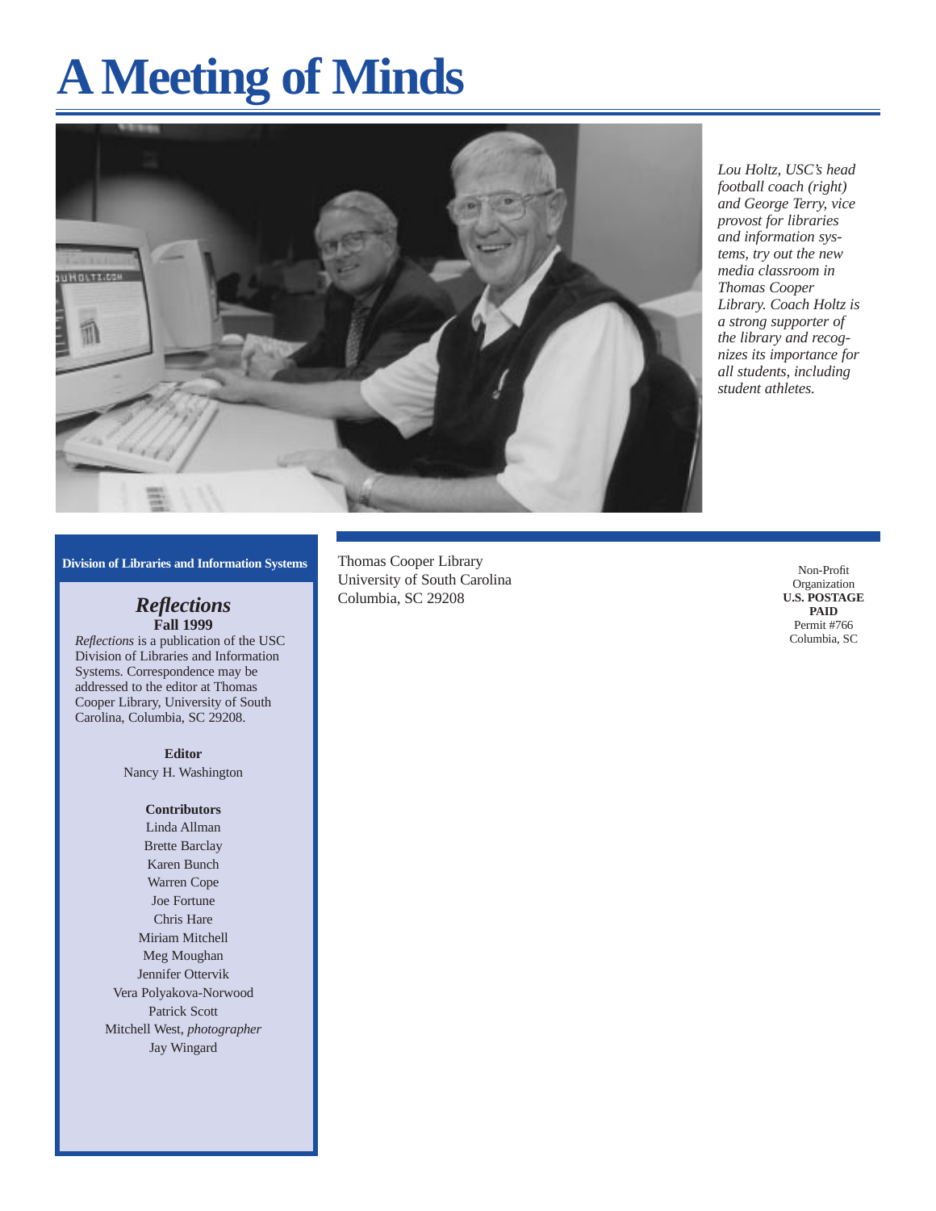# A Meeting of Minds

*Lou Holtz, USC's head football coach (right) and George Terry, vice provost for libraries and information systems, try out the new media classroom in Thomas Cooper Library. Coach Holtz is a strong supporter of the library and recognizes its importance for all students, including student athletes.*

**Division of Libraries and Information Systems**

## *Reflections*

**Fall 1999**

*Reflections* is a publication of the USC Division of Libraries and Information Systems. Correspondence may be addressed to the editor at Thomas Cooper Library, University of South Carolina, Columbia, SC 29208.

**Editor**

Nancy H. Washington

**Contributors**

Linda Allman
Brette Barclay
Karen Bunch
Warren Cope
Joe Fortune
Chris Hare
Miriam Mitchell
Meg Moughan
Jennifer Ottervik
Vera Polyakova-Norwood
Patrick Scott
Mitchell West, *photographer*
Jay Wingard

Thomas Cooper Library
University of South Carolina
Columbia, SC 29208

Non-Profit
Organization
**U.S. POSTAGE**
**PAID**
Permit #766
Columbia, SC